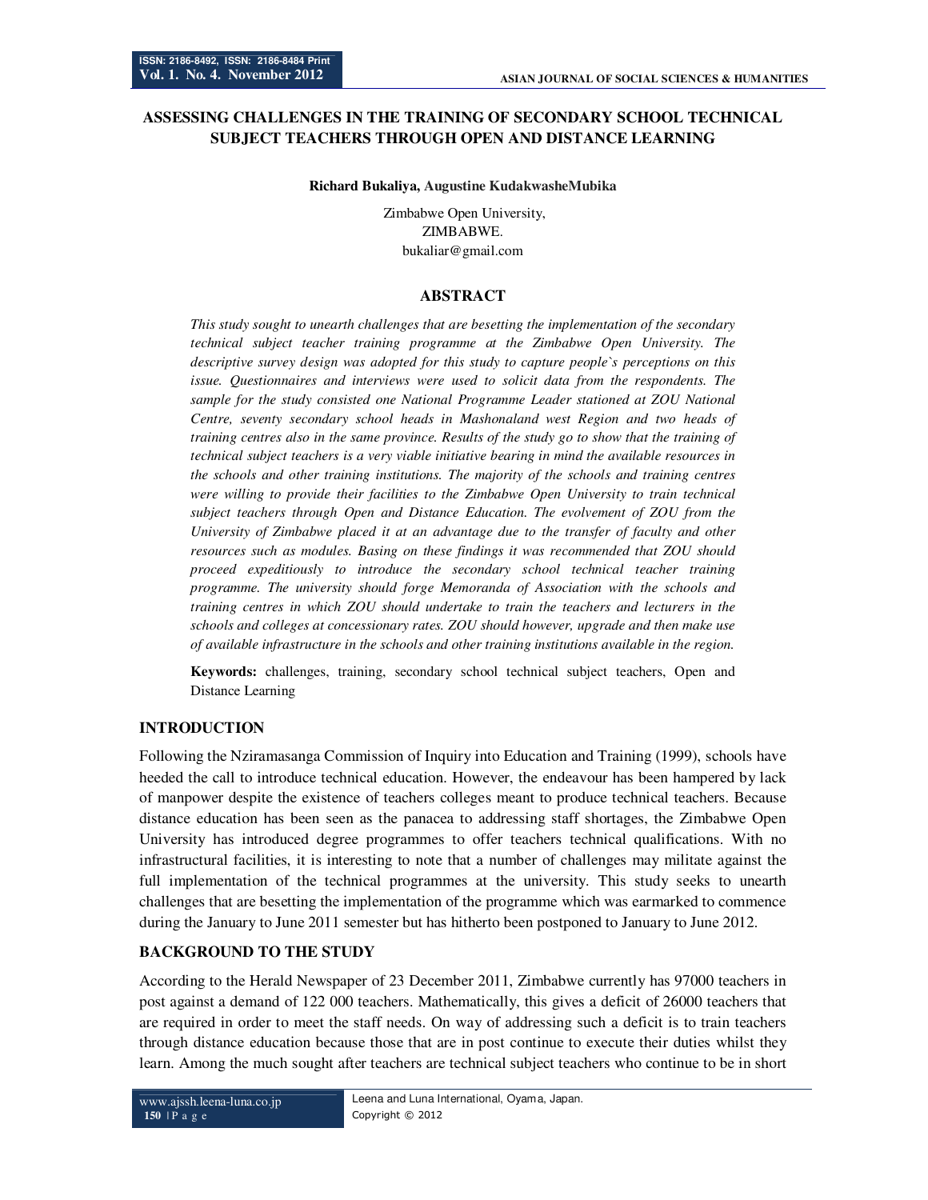# ASSESSING CHALLENGES IN THE TRAINING OF SECONDARY SCHOOL TECHNICAL SUBJECT TEACHERS THROUGH OPEN AND DISTANCE LEARNING

**Richard Bukaliya, Augustine KudakwasheMubika**

Zimbabwe Open University,
ZIMBABWE.
bukaliar@gmail.com

## ABSTRACT

*This study sought to unearth challenges that are besetting the implementation of the secondary technical subject teacher training programme at the Zimbabwe Open University. The descriptive survey design was adopted for this study to capture people`s perceptions on this issue. Questionnaires and interviews were used to solicit data from the respondents. The sample for the study consisted one National Programme Leader stationed at ZOU National Centre, seventy secondary school heads in Mashonaland west Region and two heads of training centres also in the same province. Results of the study go to show that the training of technical subject teachers is a very viable initiative bearing in mind the available resources in the schools and other training institutions. The majority of the schools and training centres were willing to provide their facilities to the Zimbabwe Open University to train technical subject teachers through Open and Distance Education. The evolvement of ZOU from the University of Zimbabwe placed it at an advantage due to the transfer of faculty and other resources such as modules. Basing on these findings it was recommended that ZOU should proceed expeditiously to introduce the secondary school technical teacher training programme. The university should forge Memoranda of Association with the schools and training centres in which ZOU should undertake to train the teachers and lecturers in the schools and colleges at concessionary rates. ZOU should however, upgrade and then make use of available infrastructure in the schools and other training institutions available in the region.*

**Keywords:** challenges, training, secondary school technical subject teachers, Open and Distance Learning

## INTRODUCTION

Following the Nziramasanga Commission of Inquiry into Education and Training (1999), schools have heeded the call to introduce technical education. However, the endeavour has been hampered by lack of manpower despite the existence of teachers colleges meant to produce technical teachers. Because distance education has been seen as the panacea to addressing staff shortages, the Zimbabwe Open University has introduced degree programmes to offer teachers technical qualifications. With no infrastructural facilities, it is interesting to note that a number of challenges may militate against the full implementation of the technical programmes at the university. This study seeks to unearth challenges that are besetting the implementation of the programme which was earmarked to commence during the January to June 2011 semester but has hitherto been postponed to January to June 2012.

## BACKGROUND TO THE STUDY

According to the Herald Newspaper of 23 December 2011, Zimbabwe currently has 97000 teachers in post against a demand of 122 000 teachers. Mathematically, this gives a deficit of 26000 teachers that are required in order to meet the staff needs. On way of addressing such a deficit is to train teachers through distance education because those that are in post continue to execute their duties whilst they learn. Among the much sought after teachers are technical subject teachers who continue to be in short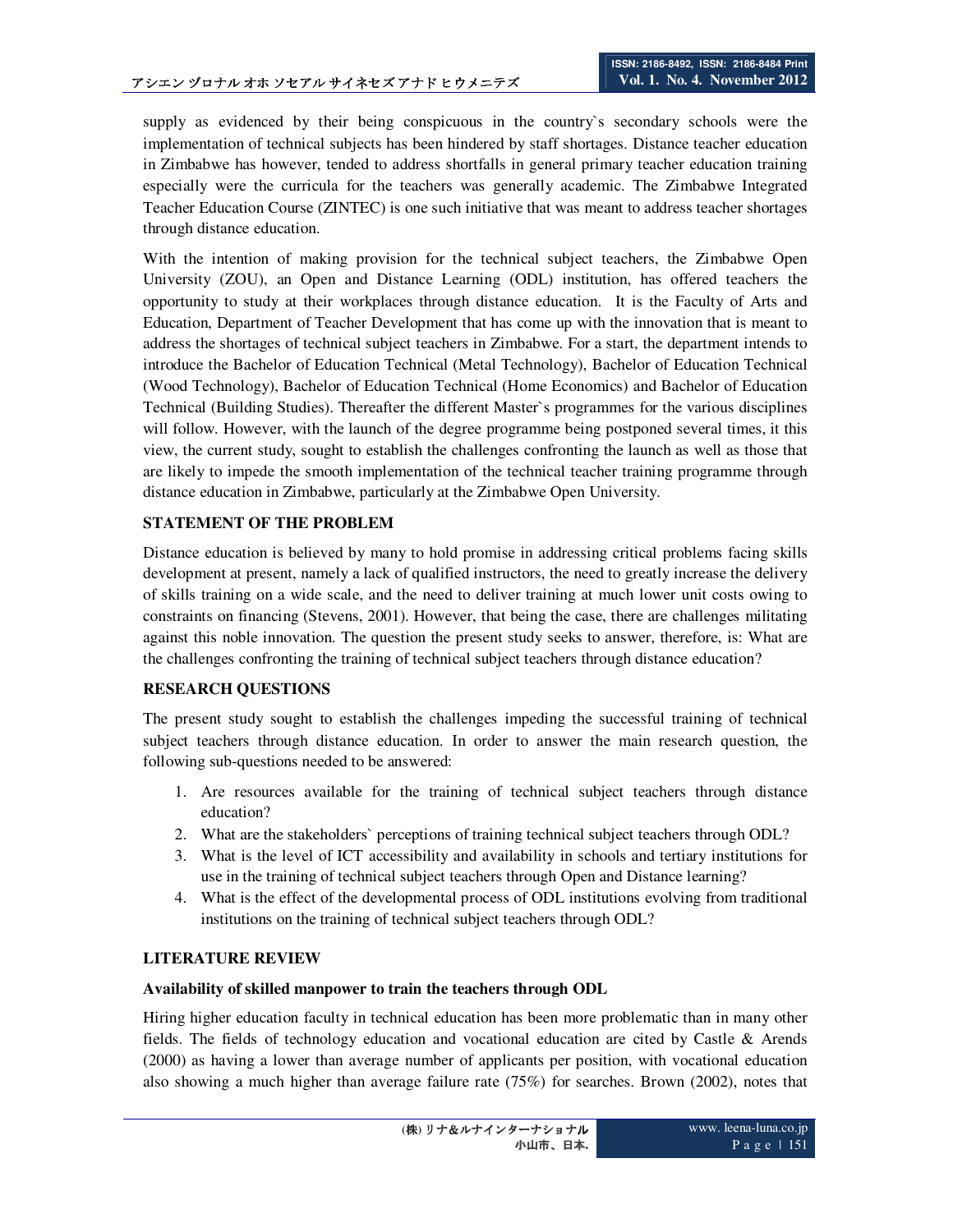supply as evidenced by their being conspicuous in the country`s secondary schools were the implementation of technical subjects has been hindered by staff shortages. Distance teacher education in Zimbabwe has however, tended to address shortfalls in general primary teacher education training especially were the curricula for the teachers was generally academic. The Zimbabwe Integrated Teacher Education Course (ZINTEC) is one such initiative that was meant to address teacher shortages through distance education.

With the intention of making provision for the technical subject teachers, the Zimbabwe Open University (ZOU), an Open and Distance Learning (ODL) institution, has offered teachers the opportunity to study at their workplaces through distance education. It is the Faculty of Arts and Education, Department of Teacher Development that has come up with the innovation that is meant to address the shortages of technical subject teachers in Zimbabwe. For a start, the department intends to introduce the Bachelor of Education Technical (Metal Technology), Bachelor of Education Technical (Wood Technology), Bachelor of Education Technical (Home Economics) and Bachelor of Education Technical (Building Studies). Thereafter the different Master`s programmes for the various disciplines will follow. However, with the launch of the degree programme being postponed several times, it this view, the current study, sought to establish the challenges confronting the launch as well as those that are likely to impede the smooth implementation of the technical teacher training programme through distance education in Zimbabwe, particularly at the Zimbabwe Open University.

## STATEMENT OF THE PROBLEM

Distance education is believed by many to hold promise in addressing critical problems facing skills development at present, namely a lack of qualified instructors, the need to greatly increase the delivery of skills training on a wide scale, and the need to deliver training at much lower unit costs owing to constraints on financing (Stevens, 2001). However, that being the case, there are challenges militating against this noble innovation. The question the present study seeks to answer, therefore, is: What are the challenges confronting the training of technical subject teachers through distance education?

## RESEARCH QUESTIONS

The present study sought to establish the challenges impeding the successful training of technical subject teachers through distance education. In order to answer the main research question, the following sub-questions needed to be answered:

1. Are resources available for the training of technical subject teachers through distance education?
2. What are the stakeholders` perceptions of training technical subject teachers through ODL?
3. What is the level of ICT accessibility and availability in schools and tertiary institutions for use in the training of technical subject teachers through Open and Distance learning?
4. What is the effect of the developmental process of ODL institutions evolving from traditional institutions on the training of technical subject teachers through ODL?

## LITERATURE REVIEW

### Availability of skilled manpower to train the teachers through ODL

Hiring higher education faculty in technical education has been more problematic than in many other fields. The fields of technology education and vocational education are cited by Castle & Arends (2000) as having a lower than average number of applicants per position, with vocational education also showing a much higher than average failure rate (75%) for searches. Brown (2002), notes that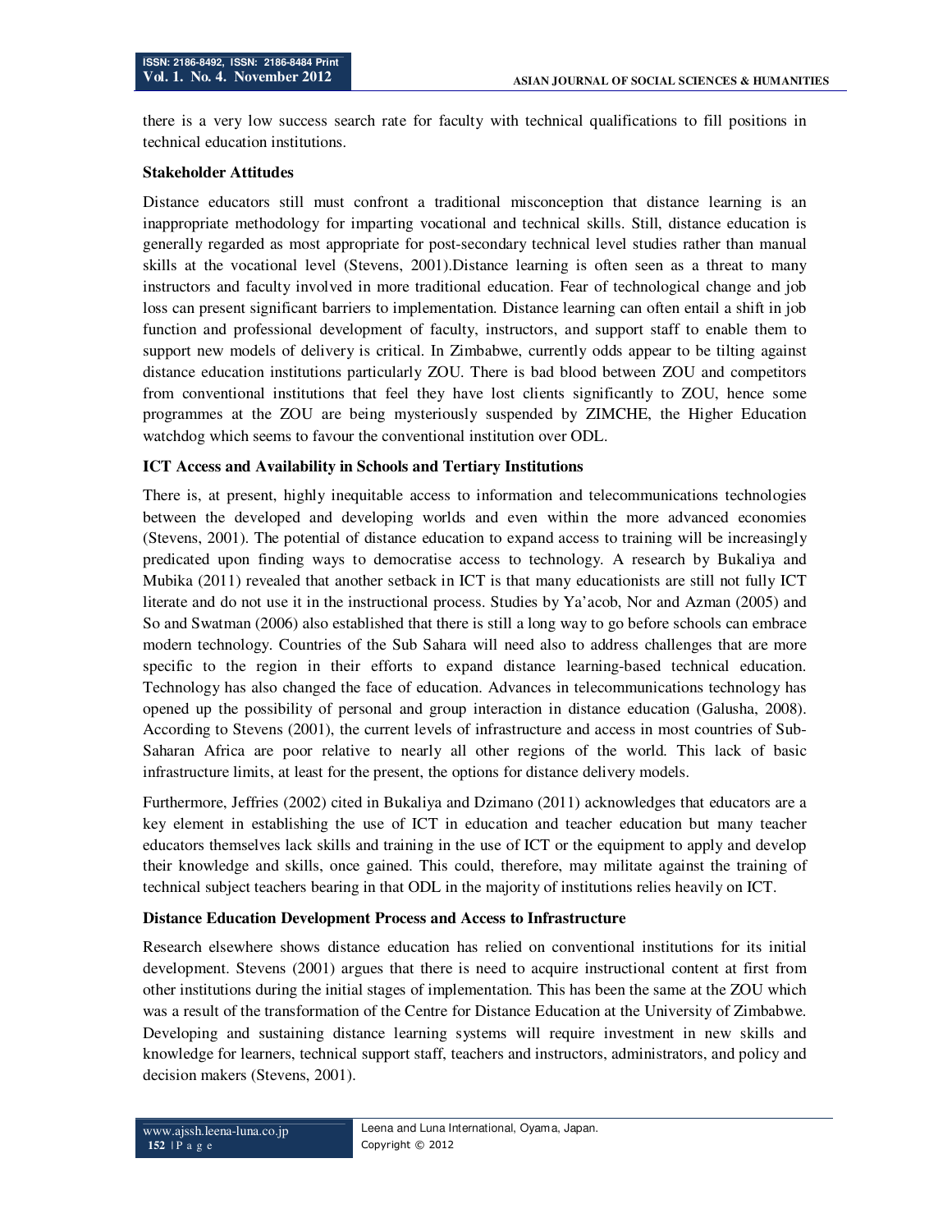there is a very low success search rate for faculty with technical qualifications to fill positions in technical education institutions.

**Stakeholder Attitudes**

Distance educators still must confront a traditional misconception that distance learning is an inappropriate methodology for imparting vocational and technical skills. Still, distance education is generally regarded as most appropriate for post-secondary technical level studies rather than manual skills at the vocational level (Stevens, 2001).Distance learning is often seen as a threat to many instructors and faculty involved in more traditional education. Fear of technological change and job loss can present significant barriers to implementation. Distance learning can often entail a shift in job function and professional development of faculty, instructors, and support staff to enable them to support new models of delivery is critical. In Zimbabwe, currently odds appear to be tilting against distance education institutions particularly ZOU. There is bad blood between ZOU and competitors from conventional institutions that feel they have lost clients significantly to ZOU, hence some programmes at the ZOU are being mysteriously suspended by ZIMCHE, the Higher Education watchdog which seems to favour the conventional institution over ODL.

**ICT Access and Availability in Schools and Tertiary Institutions**

There is, at present, highly inequitable access to information and telecommunications technologies between the developed and developing worlds and even within the more advanced economies (Stevens, 2001). The potential of distance education to expand access to training will be increasingly predicated upon finding ways to democratise access to technology. A research by Bukaliya and Mubika (2011) revealed that another setback in ICT is that many educationists are still not fully ICT literate and do not use it in the instructional process. Studies by Ya'acob, Nor and Azman (2005) and So and Swatman (2006) also established that there is still a long way to go before schools can embrace modern technology. Countries of the Sub Sahara will need also to address challenges that are more specific to the region in their efforts to expand distance learning-based technical education. Technology has also changed the face of education. Advances in telecommunications technology has opened up the possibility of personal and group interaction in distance education (Galusha, 2008). According to Stevens (2001), the current levels of infrastructure and access in most countries of Sub-Saharan Africa are poor relative to nearly all other regions of the world. This lack of basic infrastructure limits, at least for the present, the options for distance delivery models.

Furthermore, Jeffries (2002) cited in Bukaliya and Dzimano (2011) acknowledges that educators are a key element in establishing the use of ICT in education and teacher education but many teacher educators themselves lack skills and training in the use of ICT or the equipment to apply and develop their knowledge and skills, once gained. This could, therefore, may militate against the training of technical subject teachers bearing in that ODL in the majority of institutions relies heavily on ICT.

**Distance Education Development Process and Access to Infrastructure**

Research elsewhere shows distance education has relied on conventional institutions for its initial development. Stevens (2001) argues that there is need to acquire instructional content at first from other institutions during the initial stages of implementation. This has been the same at the ZOU which was a result of the transformation of the Centre for Distance Education at the University of Zimbabwe. Developing and sustaining distance learning systems will require investment in new skills and knowledge for learners, technical support staff, teachers and instructors, administrators, and policy and decision makers (Stevens, 2001).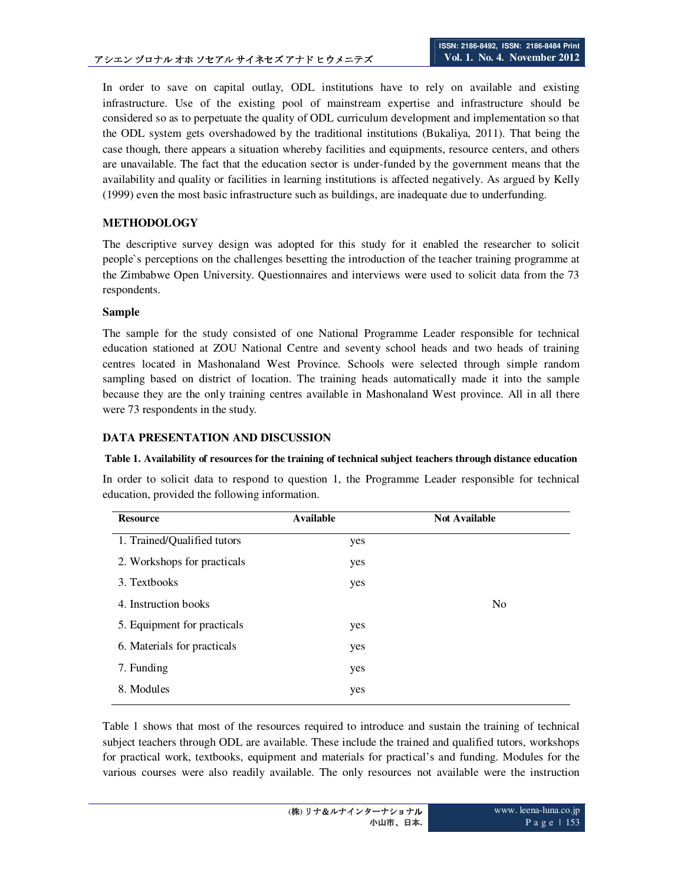In order to save on capital outlay, ODL institutions have to rely on available and existing infrastructure. Use of the existing pool of mainstream expertise and infrastructure should be considered so as to perpetuate the quality of ODL curriculum development and implementation so that the ODL system gets overshadowed by the traditional institutions (Bukaliya, 2011). That being the case though, there appears a situation whereby facilities and equipments, resource centers, and others are unavailable. The fact that the education sector is under-funded by the government means that the availability and quality or facilities in learning institutions is affected negatively. As argued by Kelly (1999) even the most basic infrastructure such as buildings, are inadequate due to underfunding.

## METHODOLOGY

The descriptive survey design was adopted for this study for it enabled the researcher to solicit people`s perceptions on the challenges besetting the introduction of the teacher training programme at the Zimbabwe Open University. Questionnaires and interviews were used to solicit data from the 73 respondents.

### Sample

The sample for the study consisted of one National Programme Leader responsible for technical education stationed at ZOU National Centre and seventy school heads and two heads of training centres located in Mashonaland West Province. Schools were selected through simple random sampling based on district of location. The training heads automatically made it into the sample because they are the only training centres available in Mashonaland West province. All in all there were 73 respondents in the study.

## DATA PRESENTATION AND DISCUSSION

**Table 1. Availability of resources for the training of technical subject teachers through distance education**

In order to solicit data to respond to question 1, the Programme Leader responsible for technical education, provided the following information.

| Resource | Available | Not Available |
|---|---|---|
| 1. Trained/Qualified tutors | yes | |
| 2. Workshops for practicals | yes | |
| 3. Textbooks | yes | |
| 4. Instruction books | | No |
| 5. Equipment for practicals | yes | |
| 6. Materials for practicals | yes | |
| 7. Funding | yes | |
| 8. Modules | yes | |

Table 1 shows that most of the resources required to introduce and sustain the training of technical subject teachers through ODL are available. These include the trained and qualified tutors, workshops for practical work, textbooks, equipment and materials for practical's and funding. Modules for the various courses were also readily available. The only resources not available were the instruction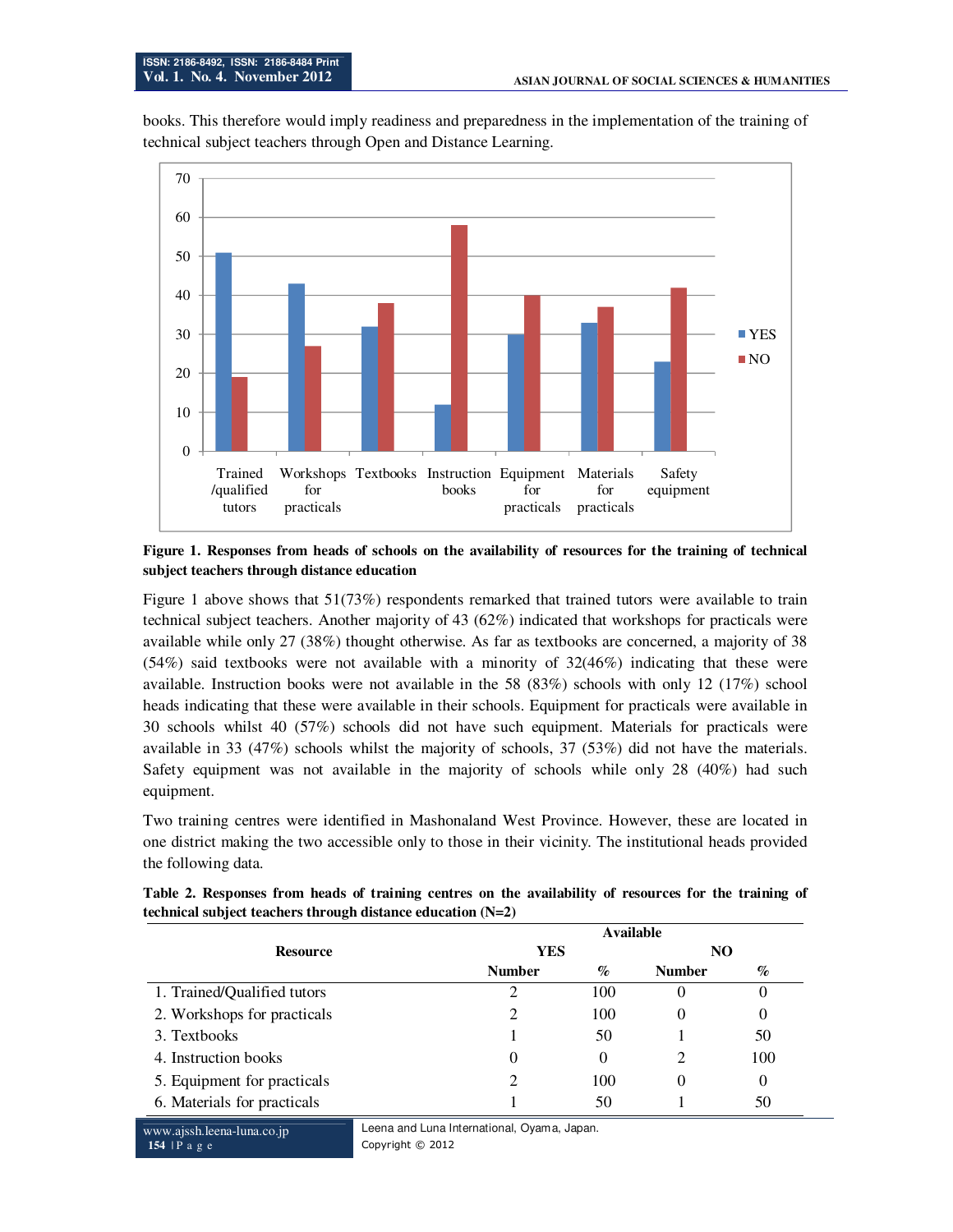books. This therefore would imply readiness and preparedness in the implementation of the training of technical subject teachers through Open and Distance Learning.

**Figure 1. Responses from heads of schools on the availability of resources for the training of technical subject teachers through distance education**

Figure 1 above shows that 51(73%) respondents remarked that trained tutors were available to train technical subject teachers. Another majority of 43 (62%) indicated that workshops for practicals were available while only 27 (38%) thought otherwise. As far as textbooks are concerned, a majority of 38 (54%) said textbooks were not available with a minority of 32(46%) indicating that these were available. Instruction books were not available in the 58 (83%) schools with only 12 (17%) school heads indicating that these were available in their schools. Equipment for practicals were available in 30 schools whilst 40 (57%) schools did not have such equipment. Materials for practicals were available in 33 (47%) schools whilst the majority of schools, 37 (53%) did not have the materials. Safety equipment was not available in the majority of schools while only 28 (40%) had such equipment.

Two training centres were identified in Mashonaland West Province. However, these are located in one district making the two accessible only to those in their vicinity. The institutional heads provided the following data.

**Table 2. Responses from heads of training centres on the availability of resources for the training of technical subject teachers through distance education (N=2)**

| Resource | Available | | | |
|---|---|---|---|---|
| | YES | | NO | |
| | Number | % | Number | % |
| 1. Trained/Qualified tutors | 2 | 100 | 0 | 0 |
| 2. Workshops for practicals | 2 | 100 | 0 | 0 |
| 3. Textbooks | 1 | 50 | 1 | 50 |
| 4. Instruction books | 0 | 0 | 2 | 100 |
| 5. Equipment for practicals | 2 | 100 | 0 | 0 |
| 6. Materials for practicals | 1 | 50 | 1 | 50 |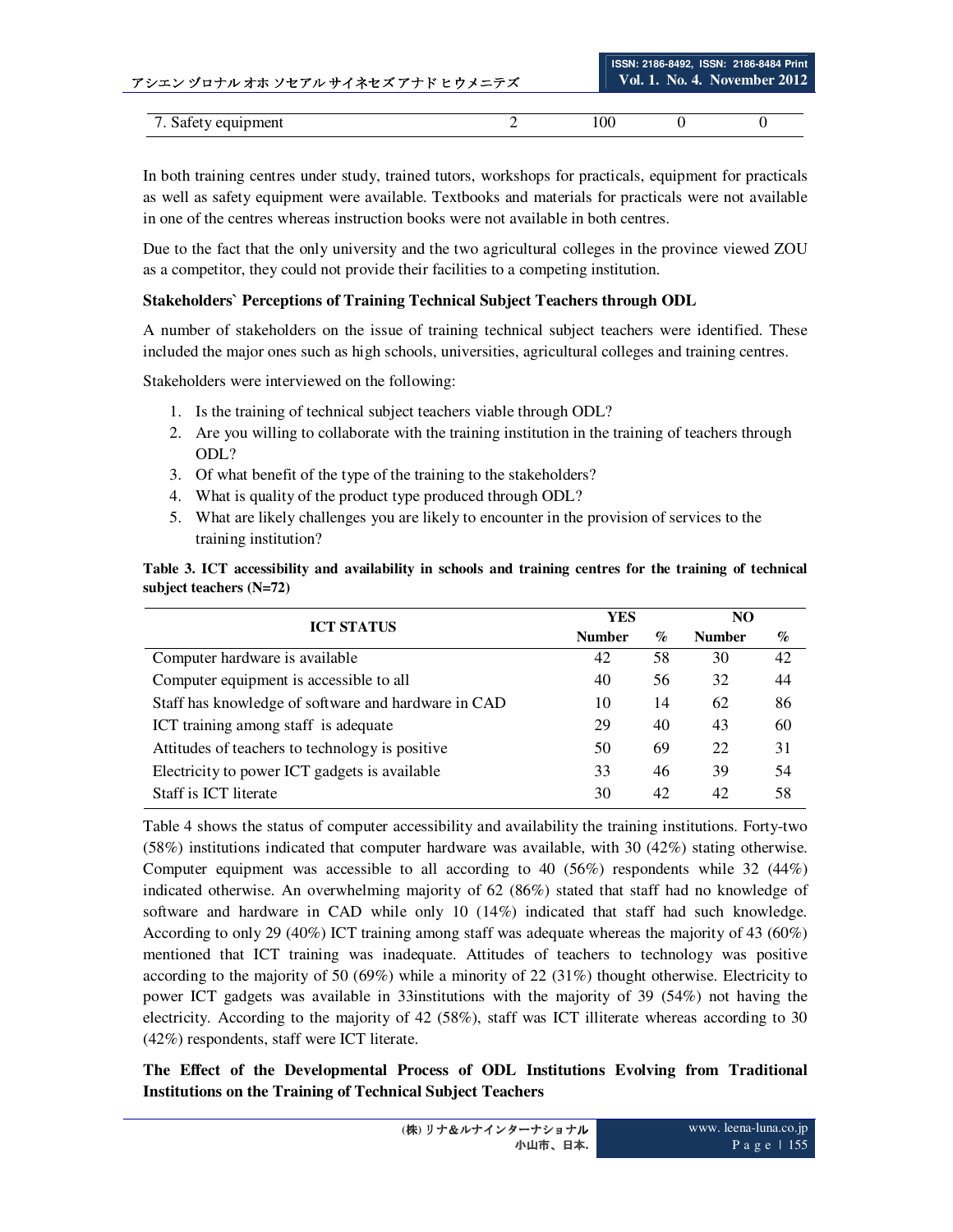| 7. Safety equipment | 2 | 100 | 0 | 0 |
|---|---|---|---|---|

In both training centres under study, trained tutors, workshops for practicals, equipment for practicals as well as safety equipment were available. Textbooks and materials for practicals were not available in one of the centres whereas instruction books were not available in both centres.

Due to the fact that the only university and the two agricultural colleges in the province viewed ZOU as a competitor, they could not provide their facilities to a competing institution.

**Stakeholders` Perceptions of Training Technical Subject Teachers through ODL**

A number of stakeholders on the issue of training technical subject teachers were identified. These included the major ones such as high schools, universities, agricultural colleges and training centres.

Stakeholders were interviewed on the following:

1. Is the training of technical subject teachers viable through ODL?
2. Are you willing to collaborate with the training institution in the training of teachers through ODL?
3. Of what benefit of the type of the training to the stakeholders?
4. What is quality of the product type produced through ODL?
5. What are likely challenges you are likely to encounter in the provision of services to the training institution?

**Table 3. ICT accessibility and availability in schools and training centres for the training of technical subject teachers (N=72)**

| ICT STATUS | YES | | NO | |
|---|---|---|---|---|
| | Number | % | Number | % |
| Computer hardware is available | 42 | 58 | 30 | 42 |
| Computer equipment is accessible to all | 40 | 56 | 32 | 44 |
| Staff has knowledge of software and hardware in CAD | 10 | 14 | 62 | 86 |
| ICT training among staff is adequate | 29 | 40 | 43 | 60 |
| Attitudes of teachers to technology is positive | 50 | 69 | 22 | 31 |
| Electricity to power ICT gadgets is available | 33 | 46 | 39 | 54 |
| Staff is ICT literate | 30 | 42 | 42 | 58 |

Table 4 shows the status of computer accessibility and availability the training institutions. Forty-two (58%) institutions indicated that computer hardware was available, with 30 (42%) stating otherwise. Computer equipment was accessible to all according to 40 (56%) respondents while 32 (44%) indicated otherwise. An overwhelming majority of 62 (86%) stated that staff had no knowledge of software and hardware in CAD while only 10 (14%) indicated that staff had such knowledge. According to only 29 (40%) ICT training among staff was adequate whereas the majority of 43 (60%) mentioned that ICT training was inadequate. Attitudes of teachers to technology was positive according to the majority of 50 (69%) while a minority of 22 (31%) thought otherwise. Electricity to power ICT gadgets was available in 33institutions with the majority of 39 (54%) not having the electricity. According to the majority of 42 (58%), staff was ICT illiterate whereas according to 30 (42%) respondents, staff were ICT literate.

**The Effect of the Developmental Process of ODL Institutions Evolving from Traditional Institutions on the Training of Technical Subject Teachers**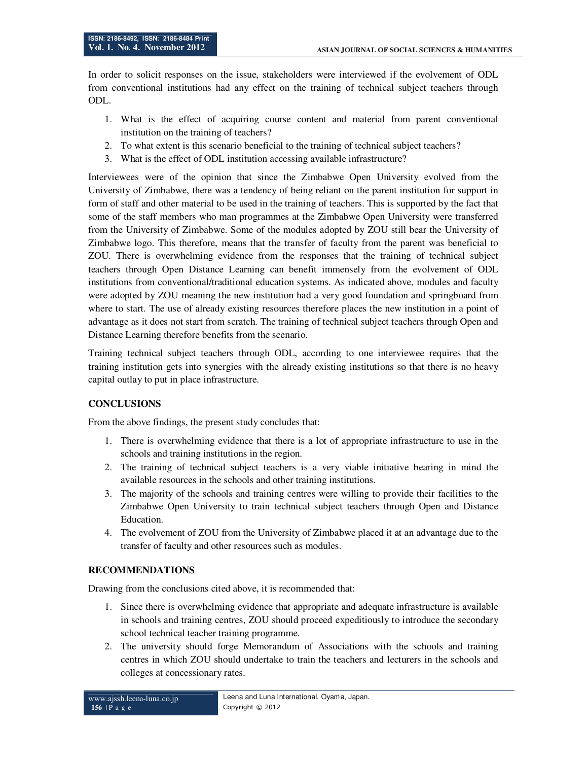In order to solicit responses on the issue, stakeholders were interviewed if the evolvement of ODL from conventional institutions had any effect on the training of technical subject teachers through ODL.

1. What is the effect of acquiring course content and material from parent conventional institution on the training of teachers?
2. To what extent is this scenario beneficial to the training of technical subject teachers?
3. What is the effect of ODL institution accessing available infrastructure?

Interviewees were of the opinion that since the Zimbabwe Open University evolved from the University of Zimbabwe, there was a tendency of being reliant on the parent institution for support in form of staff and other material to be used in the training of teachers. This is supported by the fact that some of the staff members who man programmes at the Zimbabwe Open University were transferred from the University of Zimbabwe. Some of the modules adopted by ZOU still bear the University of Zimbabwe logo. This therefore, means that the transfer of faculty from the parent was beneficial to ZOU. There is overwhelming evidence from the responses that the training of technical subject teachers through Open Distance Learning can benefit immensely from the evolvement of ODL institutions from conventional/traditional education systems. As indicated above, modules and faculty were adopted by ZOU meaning the new institution had a very good foundation and springboard from where to start. The use of already existing resources therefore places the new institution in a point of advantage as it does not start from scratch. The training of technical subject teachers through Open and Distance Learning therefore benefits from the scenario.

Training technical subject teachers through ODL, according to one interviewee requires that the training institution gets into synergies with the already existing institutions so that there is no heavy capital outlay to put in place infrastructure.

## CONCLUSIONS

From the above findings, the present study concludes that:

1. There is overwhelming evidence that there is a lot of appropriate infrastructure to use in the schools and training institutions in the region.
2. The training of technical subject teachers is a very viable initiative bearing in mind the available resources in the schools and other training institutions.
3. The majority of the schools and training centres were willing to provide their facilities to the Zimbabwe Open University to train technical subject teachers through Open and Distance Education.
4. The evolvement of ZOU from the University of Zimbabwe placed it at an advantage due to the transfer of faculty and other resources such as modules.

## RECOMMENDATIONS

Drawing from the conclusions cited above, it is recommended that:

1. Since there is overwhelming evidence that appropriate and adequate infrastructure is available in schools and training centres, ZOU should proceed expeditiously to introduce the secondary school technical teacher training programme.
2. The university should forge Memorandum of Associations with the schools and training centres in which ZOU should undertake to train the teachers and lecturers in the schools and colleges at concessionary rates.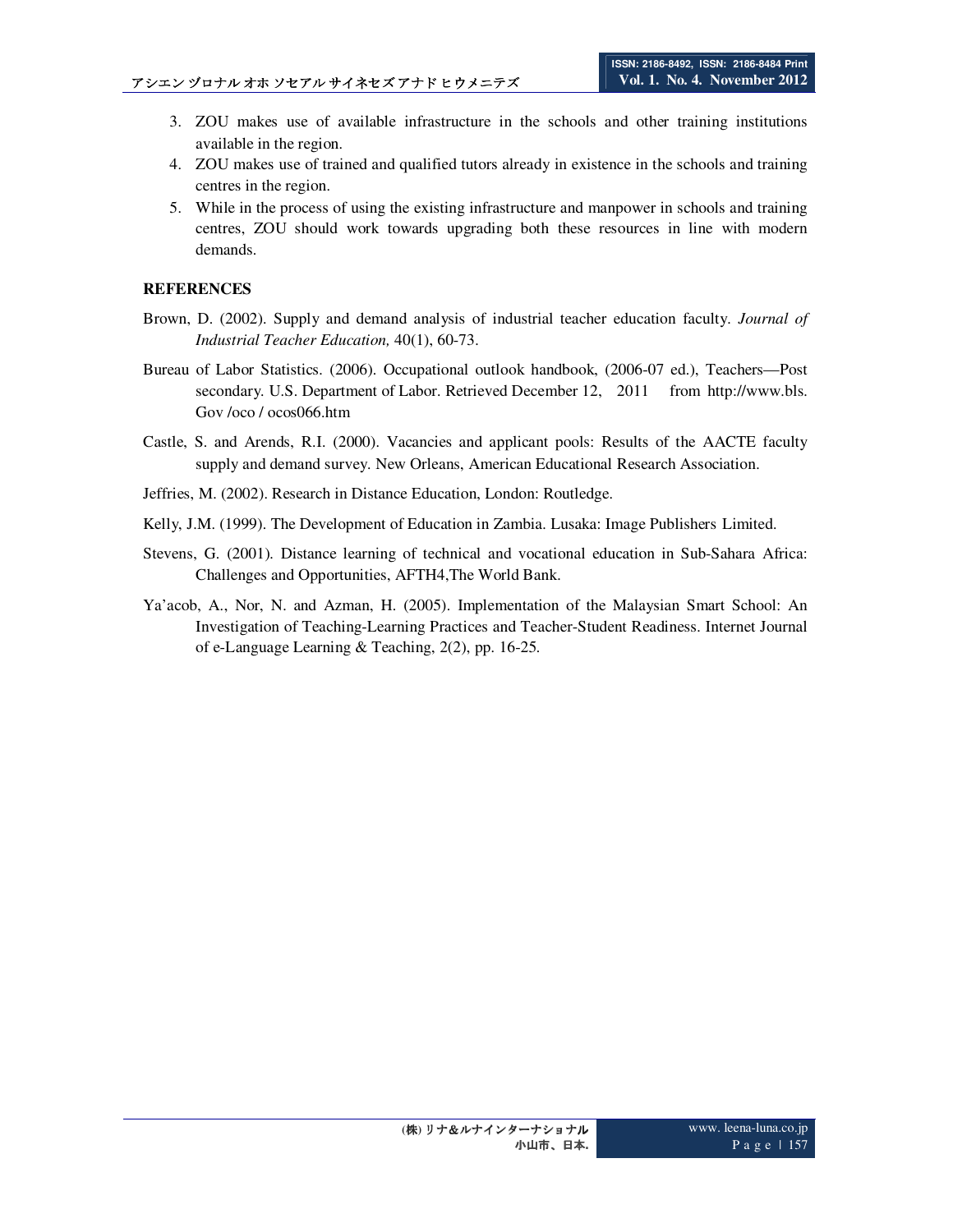3. ZOU makes use of available infrastructure in the schools and other training institutions available in the region.
4. ZOU makes use of trained and qualified tutors already in existence in the schools and training centres in the region.
5. While in the process of using the existing infrastructure and manpower in schools and training centres, ZOU should work towards upgrading both these resources in line with modern demands.

## REFERENCES

Brown, D. (2002). Supply and demand analysis of industrial teacher education faculty. *Journal of Industrial Teacher Education,* 40(1), 60-73.

Bureau of Labor Statistics. (2006). Occupational outlook handbook, (2006-07 ed.), Teachers—Post secondary. U.S. Department of Labor. Retrieved December 12, 2011 from http://www.bls. Gov /oco / ocos066.htm

Castle, S. and Arends, R.I. (2000). Vacancies and applicant pools: Results of the AACTE faculty supply and demand survey. New Orleans, American Educational Research Association.

Jeffries, M. (2002). Research in Distance Education, London: Routledge.

Kelly, J.M. (1999). The Development of Education in Zambia. Lusaka: Image Publishers Limited.

Stevens, G. (2001). Distance learning of technical and vocational education in Sub-Sahara Africa: Challenges and Opportunities, AFTH4,The World Bank.

Ya'acob, A., Nor, N. and Azman, H. (2005). Implementation of the Malaysian Smart School: An Investigation of Teaching-Learning Practices and Teacher-Student Readiness. Internet Journal of e-Language Learning & Teaching, 2(2), pp. 16-25.